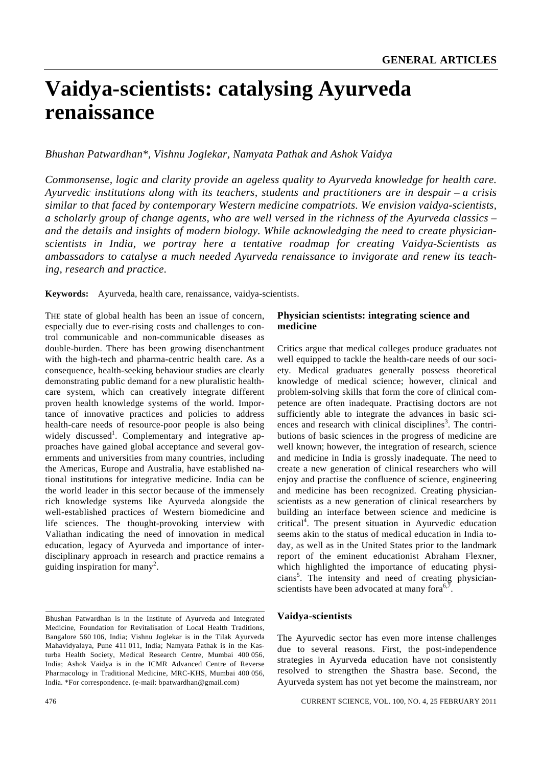# Vaidya-scientists: catalysing Ayurveda renaissance

*Bhushan Patwardhan\*, Vishnu Joglekar, Namyata Pathak and Ashok Vaidya*

*Commonsense, logic and clarity provide an ageless quality to Ayurveda knowledge for health care. Ayurvedic institutions along with its teachers, students and practitioners are in despair – a crisis similar to that faced by contemporary Western medicine compatriots. We envision vaidya-scientists, a scholarly group of change agents, who are well versed in the richness of the Ayurveda classics – and the details and insights of modern biology. While acknowledging the need to create physician-scientists in India, we portray here a tentative roadmap for creating Vaidya-Scientists as ambassadors to catalyse a much needed Ayurveda renaissance to invigorate and renew its teaching, research and practice.*

**Keywords:** Ayurveda, health care, renaissance, vaidya-scientists.

THE state of global health has been an issue of concern, especially due to ever-rising costs and challenges to control communicable and non-communicable diseases as double-burden. There has been growing disenchantment with the high-tech and pharma-centric health care. As a consequence, health-seeking behaviour studies are clearly demonstrating public demand for a new pluralistic health-care system, which can creatively integrate different proven health knowledge systems of the world. Importance of innovative practices and policies to address health-care needs of resource-poor people is also being widely discussed[1]. Complementary and integrative approaches have gained global acceptance and several governments and universities from many countries, including the Americas, Europe and Australia, have established national institutions for integrative medicine. India can be the world leader in this sector because of the immensely rich knowledge systems like Ayurveda alongside the well-established practices of Western biomedicine and life sciences. The thought-provoking interview with Valiathan indicating the need of innovation in medical education, legacy of Ayurveda and importance of interdisciplinary approach in research and practice remains a guiding inspiration for many[2].

Bhushan Patwardhan is in the Institute of Ayurveda and Integrated Medicine, Foundation for Revitalisation of Local Health Traditions, Bangalore 560 106, India; Vishnu Joglekar is in the Tilak Ayurveda Mahavidyalaya, Pune 411 011, India; Namyata Pathak is in the Kasturba Health Society, Medical Research Centre, Mumbai 400 056, India; Ashok Vaidya is in the ICMR Advanced Centre of Reverse Pharmacology in Traditional Medicine, MRC-KHS, Mumbai 400 056, India. \*For correspondence. (e-mail: bpatwardhan@gmail.com)

## Physician scientists: integrating science and medicine

Critics argue that medical colleges produce graduates not well equipped to tackle the health-care needs of our society. Medical graduates generally possess theoretical knowledge of medical science; however, clinical and problem-solving skills that form the core of clinical competence are often inadequate. Practising doctors are not sufficiently able to integrate the advances in basic sciences and research with clinical disciplines[3]. The contributions of basic sciences in the progress of medicine are well known; however, the integration of research, science and medicine in India is grossly inadequate. The need to create a new generation of clinical researchers who will enjoy and practise the confluence of science, engineering and medicine has been recognized. Creating physician-scientists as a new generation of clinical researchers by building an interface between science and medicine is critical[4]. The present situation in Ayurvedic education seems akin to the status of medical education in India today, as well as in the United States prior to the landmark report of the eminent educationist Abraham Flexner, which highlighted the importance of educating physicians[5]. The intensity and need of creating physician-scientists have been advocated at many fora[6,7].

## Vaidya-scientists

The Ayurvedic sector has even more intense challenges due to several reasons. First, the post-independence strategies in Ayurveda education have not consistently resolved to strengthen the Shastra base. Second, the Ayurveda system has not yet become the mainstream, nor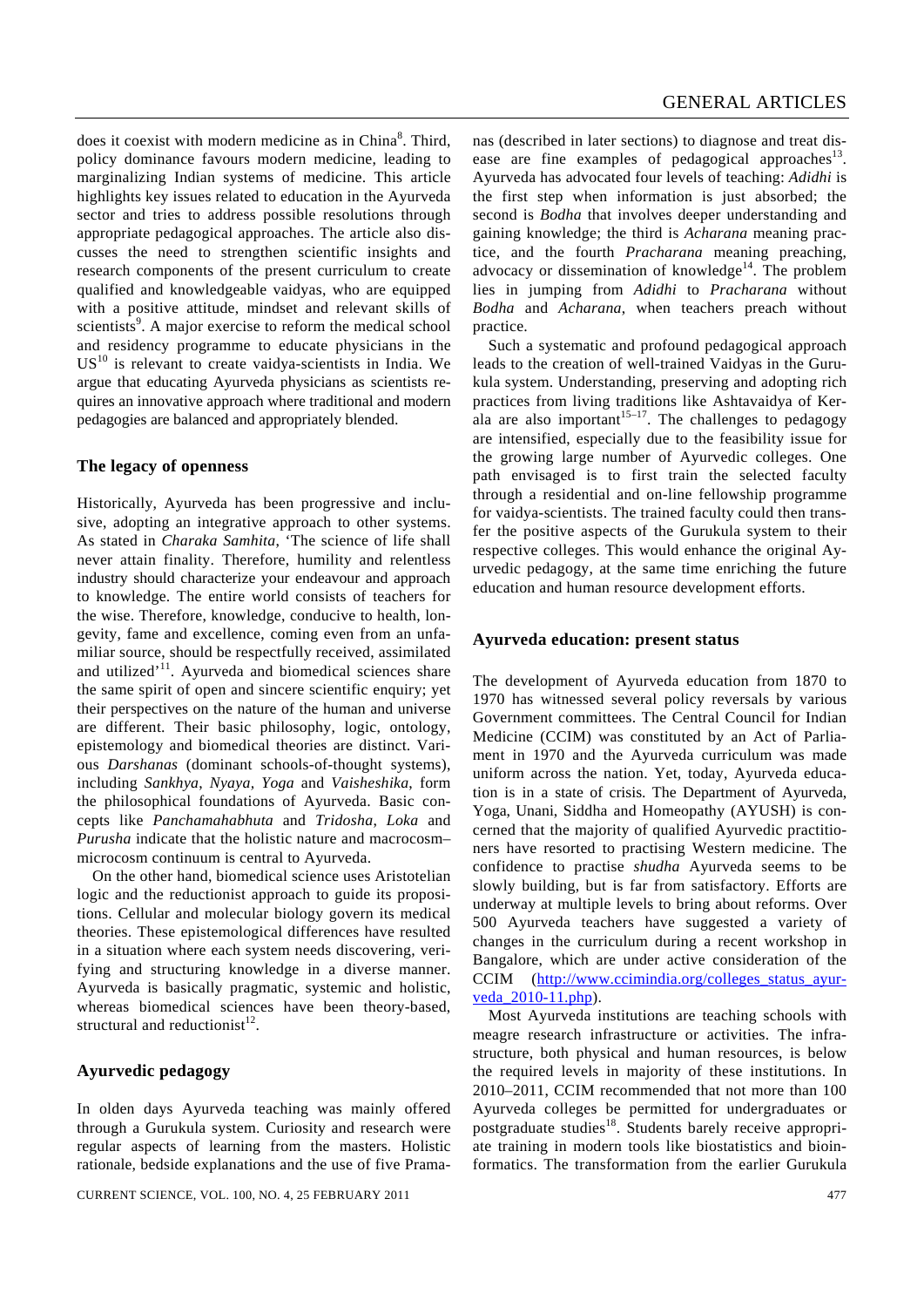does it coexist with modern medicine as in China[8]. Third, policy dominance favours modern medicine, leading to marginalizing Indian systems of medicine. This article highlights key issues related to education in the Ayurveda sector and tries to address possible resolutions through appropriate pedagogical approaches. The article also discusses the need to strengthen scientific insights and research components of the present curriculum to create qualified and knowledgeable vaidyas, who are equipped with a positive attitude, mindset and relevant skills of scientists[9]. A major exercise to reform the medical school and residency programme to educate physicians in the US[10] is relevant to create vaidya-scientists in India. We argue that educating Ayurveda physicians as scientists requires an innovative approach where traditional and modern pedagogies are balanced and appropriately blended.

## The legacy of openness

Historically, Ayurveda has been progressive and inclusive, adopting an integrative approach to other systems. As stated in *Charaka Samhita*, 'The science of life shall never attain finality. Therefore, humility and relentless industry should characterize your endeavour and approach to knowledge. The entire world consists of teachers for the wise. Therefore, knowledge, conducive to health, longevity, fame and excellence, coming even from an unfamiliar source, should be respectfully received, assimilated and utilized'[11]. Ayurveda and biomedical sciences share the same spirit of open and sincere scientific enquiry; yet their perspectives on the nature of the human and universe are different. Their basic philosophy, logic, ontology, epistemology and biomedical theories are distinct. Various *Darshanas* (dominant schools-of-thought systems), including *Sankhya*, *Nyaya, Yoga* and *Vaisheshika*, form the philosophical foundations of Ayurveda. Basic concepts like *Panchamahabhuta* and *Tridosha*, *Loka* and *Purusha* indicate that the holistic nature and macrocosm–microcosm continuum is central to Ayurveda.

On the other hand, biomedical science uses Aristotelian logic and the reductionist approach to guide its propositions. Cellular and molecular biology govern its medical theories. These epistemological differences have resulted in a situation where each system needs discovering, verifying and structuring knowledge in a diverse manner. Ayurveda is basically pragmatic, systemic and holistic, whereas biomedical sciences have been theory-based, structural and reductionist[12].

## Ayurvedic pedagogy

In olden days Ayurveda teaching was mainly offered through a Gurukula system. Curiosity and research were regular aspects of learning from the masters. Holistic rationale, bedside explanations and the use of five Pramanas (described in later sections) to diagnose and treat disease are fine examples of pedagogical approaches[13]. Ayurveda has advocated four levels of teaching: *Adidhi* is the first step when information is just absorbed; the second is *Bodha* that involves deeper understanding and gaining knowledge; the third is *Acharana* meaning practice, and the fourth *Pracharana* meaning preaching, advocacy or dissemination of knowledge[14]. The problem lies in jumping from *Adidhi* to *Pracharana* without *Bodha* and *Acharana*, when teachers preach without practice.

Such a systematic and profound pedagogical approach leads to the creation of well-trained Vaidyas in the Gurukula system. Understanding, preserving and adopting rich practices from living traditions like Ashtavaidya of Kerala are also important[15–17]. The challenges to pedagogy are intensified, especially due to the feasibility issue for the growing large number of Ayurvedic colleges. One path envisaged is to first train the selected faculty through a residential and on-line fellowship programme for vaidya-scientists. The trained faculty could then transfer the positive aspects of the Gurukula system to their respective colleges. This would enhance the original Ayurvedic pedagogy, at the same time enriching the future education and human resource development efforts.

## Ayurveda education: present status

The development of Ayurveda education from 1870 to 1970 has witnessed several policy reversals by various Government committees. The Central Council for Indian Medicine (CCIM) was constituted by an Act of Parliament in 1970 and the Ayurveda curriculum was made uniform across the nation. Yet, today, Ayurveda education is in a state of crisis. The Department of Ayurveda, Yoga, Unani, Siddha and Homeopathy (AYUSH) is concerned that the majority of qualified Ayurvedic practitioners have resorted to practising Western medicine. The confidence to practise *shudha* Ayurveda seems to be slowly building, but is far from satisfactory. Efforts are underway at multiple levels to bring about reforms. Over 500 Ayurveda teachers have suggested a variety of changes in the curriculum during a recent workshop in Bangalore, which are under active consideration of the CCIM (http://www.ccimindia.org/colleges_status_ayurveda_2010-11.php).

Most Ayurveda institutions are teaching schools with meagre research infrastructure or activities. The infrastructure, both physical and human resources, is below the required levels in majority of these institutions. In 2010–2011, CCIM recommended that not more than 100 Ayurveda colleges be permitted for undergraduates or postgraduate studies[18]. Students barely receive appropriate training in modern tools like biostatistics and bioinformatics. The transformation from the earlier Gurukula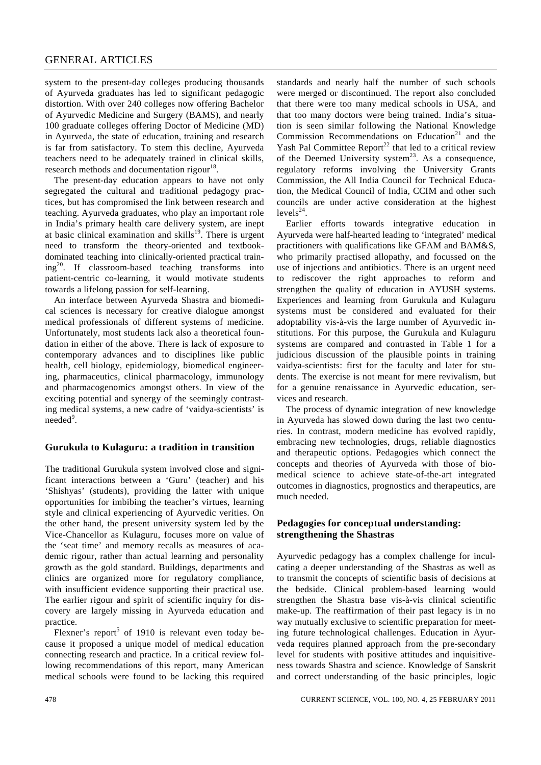system to the present-day colleges producing thousands of Ayurveda graduates has led to significant pedagogic distortion. With over 240 colleges now offering Bachelor of Ayurvedic Medicine and Surgery (BAMS), and nearly 100 graduate colleges offering Doctor of Medicine (MD) in Ayurveda, the state of education, training and research is far from satisfactory. To stem this decline, Ayurveda teachers need to be adequately trained in clinical skills, research methods and documentation rigour[18].

The present-day education appears to have not only segregated the cultural and traditional pedagogy practices, but has compromised the link between research and teaching. Ayurveda graduates, who play an important role in India's primary health care delivery system, are inept at basic clinical examination and skills[19]. There is urgent need to transform the theory-oriented and textbook-dominated teaching into clinically-oriented practical training[20]. If classroom-based teaching transforms into patient-centric co-learning, it would motivate students towards a lifelong passion for self-learning.

An interface between Ayurveda Shastra and biomedical sciences is necessary for creative dialogue amongst medical professionals of different systems of medicine. Unfortunately, most students lack also a theoretical foundation in either of the above. There is lack of exposure to contemporary advances and to disciplines like public health, cell biology, epidemiology, biomedical engineering, pharmaceutics, clinical pharmacology, immunology and pharmacogenomics amongst others. In view of the exciting potential and synergy of the seemingly contrasting medical systems, a new cadre of 'vaidya-scientists' is needed[9].

## Gurukula to Kulaguru: a tradition in transition

The traditional Gurukula system involved close and significant interactions between a 'Guru' (teacher) and his 'Shishyas' (students), providing the latter with unique opportunities for imbibing the teacher's virtues, learning style and clinical experiencing of Ayurvedic verities. On the other hand, the present university system led by the Vice-Chancellor as Kulaguru, focuses more on value of the 'seat time' and memory recalls as measures of academic rigour, rather than actual learning and personality growth as the gold standard. Buildings, departments and clinics are organized more for regulatory compliance, with insufficient evidence supporting their practical use. The earlier rigour and spirit of scientific inquiry for discovery are largely missing in Ayurveda education and practice.

Flexner's report[5] of 1910 is relevant even today because it proposed a unique model of medical education connecting research and practice. In a critical review following recommendations of this report, many American medical schools were found to be lacking this required standards and nearly half the number of such schools were merged or discontinued. The report also concluded that there were too many medical schools in USA, and that too many doctors were being trained. India's situation is seen similar following the National Knowledge Commission Recommendations on Education[21] and the Yash Pal Committee Report[22] that led to a critical review of the Deemed University system[23]. As a consequence, regulatory reforms involving the University Grants Commission, the All India Council for Technical Education, the Medical Council of India, CCIM and other such councils are under active consideration at the highest levels[24].

Earlier efforts towards integrative education in Ayurveda were half-hearted leading to 'integrated' medical practitioners with qualifications like GFAM and BAM&S, who primarily practised allopathy, and focussed on the use of injections and antibiotics. There is an urgent need to rediscover the right approaches to reform and strengthen the quality of education in AYUSH systems. Experiences and learning from Gurukula and Kulaguru systems must be considered and evaluated for their adoptability vis-à-vis the large number of Ayurvedic institutions. For this purpose, the Gurukula and Kulaguru systems are compared and contrasted in Table 1 for a judicious discussion of the plausible points in training vaidya-scientists: first for the faculty and later for students. The exercise is not meant for mere revivalism, but for a genuine renaissance in Ayurvedic education, services and research.

The process of dynamic integration of new knowledge in Ayurveda has slowed down during the last two centuries. In contrast, modern medicine has evolved rapidly, embracing new technologies, drugs, reliable diagnostics and therapeutic options. Pedagogies which connect the concepts and theories of Ayurveda with those of biomedical science to achieve state-of-the-art integrated outcomes in diagnostics, prognostics and therapeutics, are much needed.

## Pedagogies for conceptual understanding: strengthening the Shastras

Ayurvedic pedagogy has a complex challenge for inculcating a deeper understanding of the Shastras as well as to transmit the concepts of scientific basis of decisions at the bedside. Clinical problem-based learning would strengthen the Shastra base vis-à-vis clinical scientific make-up. The reaffirmation of their past legacy is in no way mutually exclusive to scientific preparation for meeting future technological challenges. Education in Ayurveda requires planned approach from the pre-secondary level for students with positive attitudes and inquisitiveness towards Shastra and science. Knowledge of Sanskrit and correct understanding of the basic principles, logic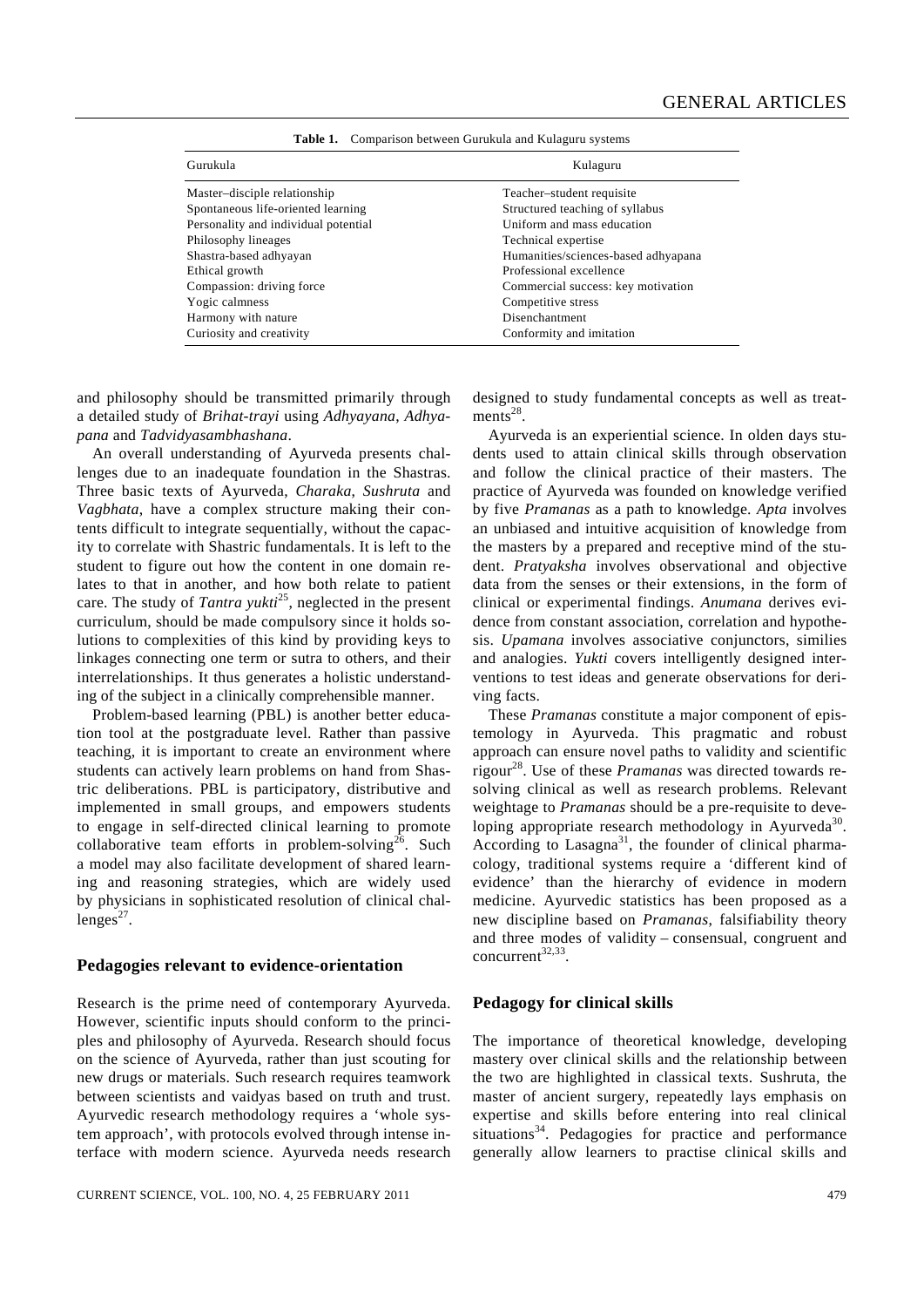**Table 1.** Comparison between Gurukula and Kulaguru systems

| Gurukula | Kulaguru |
|---|---|
| Master–disciple relationship | Teacher–student requisite |
| Spontaneous life-oriented learning | Structured teaching of syllabus |
| Personality and individual potential | Uniform and mass education |
| Philosophy lineages | Technical expertise |
| Shastra-based adhyayan | Humanities/sciences-based adhyapana |
| Ethical growth | Professional excellence |
| Compassion: driving force | Commercial success: key motivation |
| Yogic calmness | Competitive stress |
| Harmony with nature | Disenchantment |
| Curiosity and creativity | Conformity and imitation |

and philosophy should be transmitted primarily through a detailed study of *Brihat-trayi* using *Adhyayana*, *Adhyapana* and *Tadvidyasambhashana*.

An overall understanding of Ayurveda presents challenges due to an inadequate foundation in the Shastras. Three basic texts of Ayurveda, *Charaka*, *Sushruta* and *Vagbhata*, have a complex structure making their contents difficult to integrate sequentially, without the capacity to correlate with Shastric fundamentals. It is left to the student to figure out how the content in one domain relates to that in another, and how both relate to patient care. The study of *Tantra yukti*[25], neglected in the present curriculum, should be made compulsory since it holds solutions to complexities of this kind by providing keys to linkages connecting one term or sutra to others, and their interrelationships. It thus generates a holistic understanding of the subject in a clinically comprehensible manner.

Problem-based learning (PBL) is another better education tool at the postgraduate level. Rather than passive teaching, it is important to create an environment where students can actively learn problems on hand from Shastric deliberations. PBL is participatory, distributive and implemented in small groups, and empowers students to engage in self-directed clinical learning to promote collaborative team efforts in problem-solving[26]. Such a model may also facilitate development of shared learning and reasoning strategies, which are widely used by physicians in sophisticated resolution of clinical challenges[27].

## Pedagogies relevant to evidence-orientation

Research is the prime need of contemporary Ayurveda. However, scientific inputs should conform to the principles and philosophy of Ayurveda. Research should focus on the science of Ayurveda, rather than just scouting for new drugs or materials. Such research requires teamwork between scientists and vaidyas based on truth and trust. Ayurvedic research methodology requires a 'whole system approach', with protocols evolved through intense interface with modern science. Ayurveda needs research designed to study fundamental concepts as well as treatments[28].

Ayurveda is an experiential science. In olden days students used to attain clinical skills through observation and follow the clinical practice of their masters. The practice of Ayurveda was founded on knowledge verified by five *Pramanas* as a path to knowledge. *Apta* involves an unbiased and intuitive acquisition of knowledge from the masters by a prepared and receptive mind of the student. *Pratyaksha* involves observational and objective data from the senses or their extensions, in the form of clinical or experimental findings. *Anumana* derives evidence from constant association, correlation and hypothesis. *Upamana* involves associative conjunctors, similies and analogies. *Yukti* covers intelligently designed interventions to test ideas and generate observations for deriving facts.

These *Pramanas* constitute a major component of epistemology in Ayurveda. This pragmatic and robust approach can ensure novel paths to validity and scientific rigour[28]. Use of these *Pramanas* was directed towards resolving clinical as well as research problems. Relevant weightage to *Pramanas* should be a pre-requisite to developing appropriate research methodology in Ayurveda[30]. According to Lasagna[31], the founder of clinical pharmacology, traditional systems require a 'different kind of evidence' than the hierarchy of evidence in modern medicine. Ayurvedic statistics has been proposed as a new discipline based on *Pramanas*, falsifiability theory and three modes of validity – consensual, congruent and concurrent[32,33].

## Pedagogy for clinical skills

The importance of theoretical knowledge, developing mastery over clinical skills and the relationship between the two are highlighted in classical texts. Sushruta, the master of ancient surgery, repeatedly lays emphasis on expertise and skills before entering into real clinical situations[34]. Pedagogies for practice and performance generally allow learners to practise clinical skills and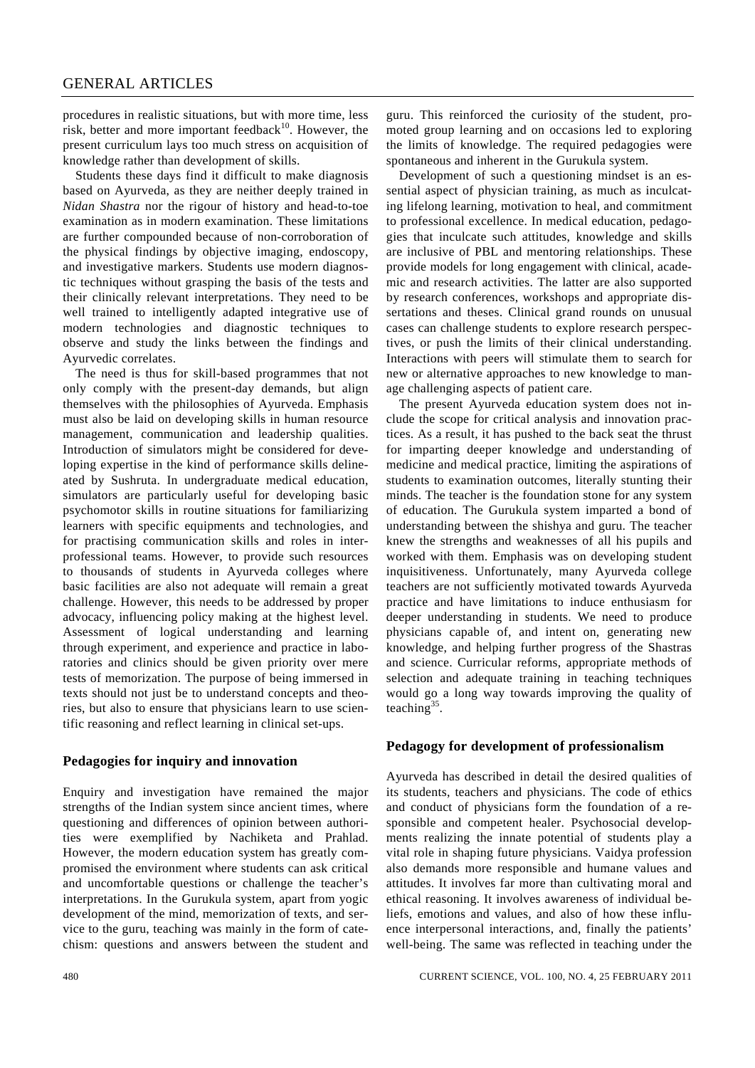procedures in realistic situations, but with more time, less risk, better and more important feedback[10]. However, the present curriculum lays too much stress on acquisition of knowledge rather than development of skills.

Students these days find it difficult to make diagnosis based on Ayurveda, as they are neither deeply trained in *Nidan Shastra* nor the rigour of history and head-to-toe examination as in modern examination. These limitations are further compounded because of non-corroboration of the physical findings by objective imaging, endoscopy, and investigative markers. Students use modern diagnostic techniques without grasping the basis of the tests and their clinically relevant interpretations. They need to be well trained to intelligently adapted integrative use of modern technologies and diagnostic techniques to observe and study the links between the findings and Ayurvedic correlates.

The need is thus for skill-based programmes that not only comply with the present-day demands, but align themselves with the philosophies of Ayurveda. Emphasis must also be laid on developing skills in human resource management, communication and leadership qualities. Introduction of simulators might be considered for developing expertise in the kind of performance skills delineated by Sushruta. In undergraduate medical education, simulators are particularly useful for developing basic psychomotor skills in routine situations for familiarizing learners with specific equipments and technologies, and for practising communication skills and roles in interprofessional teams. However, to provide such resources to thousands of students in Ayurveda colleges where basic facilities are also not adequate will remain a great challenge. However, this needs to be addressed by proper advocacy, influencing policy making at the highest level. Assessment of logical understanding and learning through experiment, and experience and practice in laboratories and clinics should be given priority over mere tests of memorization. The purpose of being immersed in texts should not just be to understand concepts and theories, but also to ensure that physicians learn to use scientific reasoning and reflect learning in clinical set-ups.

## Pedagogies for inquiry and innovation

Enquiry and investigation have remained the major strengths of the Indian system since ancient times, where questioning and differences of opinion between authorities were exemplified by Nachiketa and Prahlad. However, the modern education system has greatly compromised the environment where students can ask critical and uncomfortable questions or challenge the teacher's interpretations. In the Gurukula system, apart from yogic development of the mind, memorization of texts, and service to the guru, teaching was mainly in the form of catechism: questions and answers between the student and guru. This reinforced the curiosity of the student, promoted group learning and on occasions led to exploring the limits of knowledge. The required pedagogies were spontaneous and inherent in the Gurukula system.

Development of such a questioning mindset is an essential aspect of physician training, as much as inculcating lifelong learning, motivation to heal, and commitment to professional excellence. In medical education, pedagogies that inculcate such attitudes, knowledge and skills are inclusive of PBL and mentoring relationships. These provide models for long engagement with clinical, academic and research activities. The latter are also supported by research conferences, workshops and appropriate dissertations and theses. Clinical grand rounds on unusual cases can challenge students to explore research perspectives, or push the limits of their clinical understanding. Interactions with peers will stimulate them to search for new or alternative approaches to new knowledge to manage challenging aspects of patient care.

The present Ayurveda education system does not include the scope for critical analysis and innovation practices. As a result, it has pushed to the back seat the thrust for imparting deeper knowledge and understanding of medicine and medical practice, limiting the aspirations of students to examination outcomes, literally stunting their minds. The teacher is the foundation stone for any system of education. The Gurukula system imparted a bond of understanding between the shishya and guru. The teacher knew the strengths and weaknesses of all his pupils and worked with them. Emphasis was on developing student inquisitiveness. Unfortunately, many Ayurveda college teachers are not sufficiently motivated towards Ayurveda practice and have limitations to induce enthusiasm for deeper understanding in students. We need to produce physicians capable of, and intent on, generating new knowledge, and helping further progress of the Shastras and science. Curricular reforms, appropriate methods of selection and adequate training in teaching techniques would go a long way towards improving the quality of teaching[35].

## Pedagogy for development of professionalism

Ayurveda has described in detail the desired qualities of its students, teachers and physicians. The code of ethics and conduct of physicians form the foundation of a responsible and competent healer. Psychosocial developments realizing the innate potential of students play a vital role in shaping future physicians. Vaidya profession also demands more responsible and humane values and attitudes. It involves far more than cultivating moral and ethical reasoning. It involves awareness of individual beliefs, emotions and values, and also of how these influence interpersonal interactions, and, finally the patients' well-being. The same was reflected in teaching under the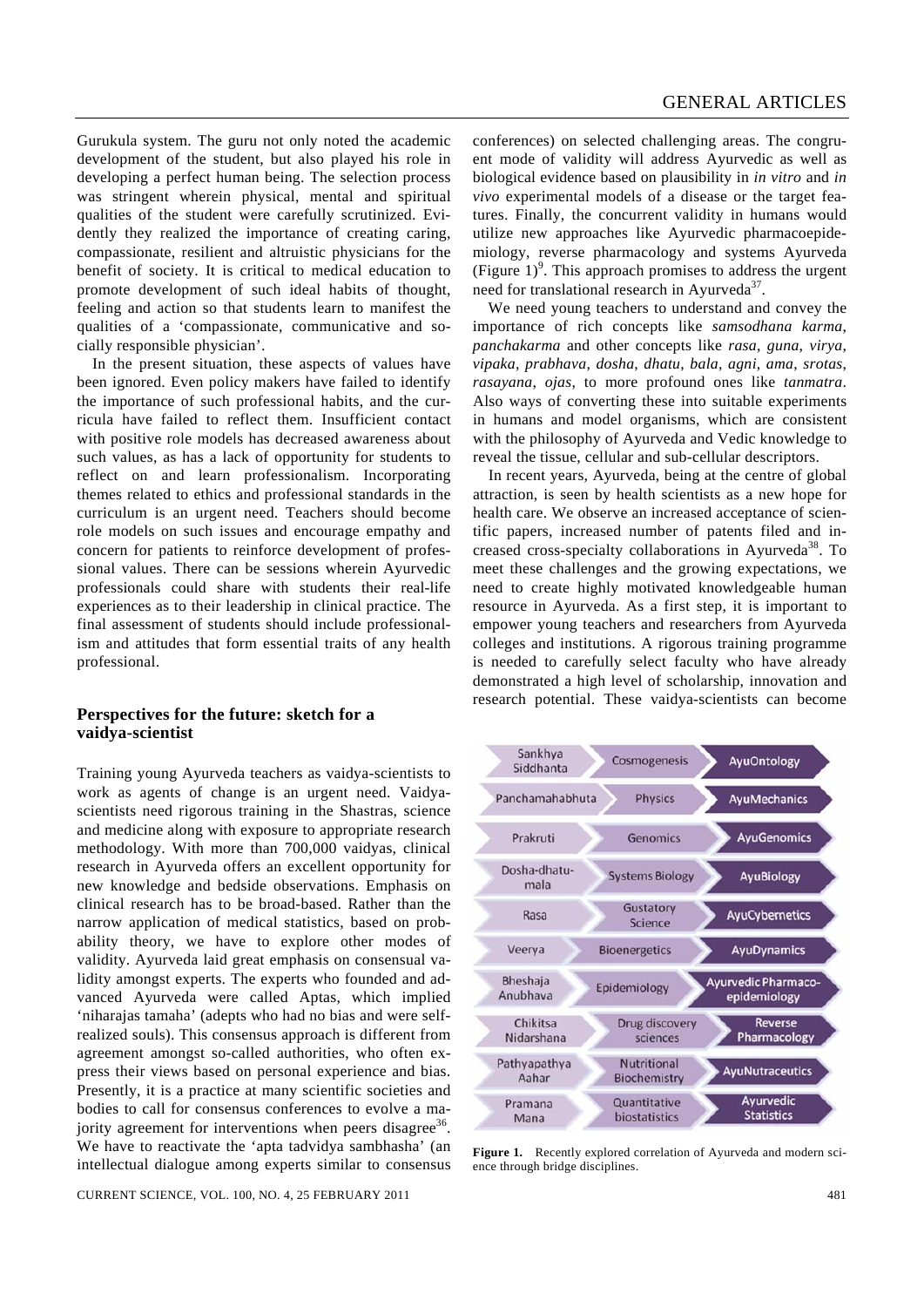Gurukula system. The guru not only noted the academic development of the student, but also played his role in developing a perfect human being. The selection process was stringent wherein physical, mental and spiritual qualities of the student were carefully scrutinized. Evidently they realized the importance of creating caring, compassionate, resilient and altruistic physicians for the benefit of society. It is critical to medical education to promote development of such ideal habits of thought, feeling and action so that students learn to manifest the qualities of a 'compassionate, communicative and socially responsible physician'.

In the present situation, these aspects of values have been ignored. Even policy makers have failed to identify the importance of such professional habits, and the curricula have failed to reflect them. Insufficient contact with positive role models has decreased awareness about such values, as has a lack of opportunity for students to reflect on and learn professionalism. Incorporating themes related to ethics and professional standards in the curriculum is an urgent need. Teachers should become role models on such issues and encourage empathy and concern for patients to reinforce development of professional values. There can be sessions wherein Ayurvedic professionals could share with students their real-life experiences as to their leadership in clinical practice. The final assessment of students should include professionalism and attitudes that form essential traits of any health professional.

## Perspectives for the future: sketch for a vaidya-scientist

Training young Ayurveda teachers as vaidya-scientists to work as agents of change is an urgent need. Vaidya-scientists need rigorous training in the Shastras, science and medicine along with exposure to appropriate research methodology. With more than 700,000 vaidyas, clinical research in Ayurveda offers an excellent opportunity for new knowledge and bedside observations. Emphasis on clinical research has to be broad-based. Rather than the narrow application of medical statistics, based on probability theory, we have to explore other modes of validity. Ayurveda laid great emphasis on consensual validity amongst experts. The experts who founded and advanced Ayurveda were called Aptas, which implied 'niharajas tamaha' (adepts who had no bias and were self-realized souls). This consensus approach is different from agreement amongst so-called authorities, who often express their views based on personal experience and bias. Presently, it is a practice at many scientific societies and bodies to call for consensus conferences to evolve a majority agreement for interventions when peers disagree[36]. We have to reactivate the 'apta tadvidya sambhasha' (an intellectual dialogue among experts similar to consensus conferences) on selected challenging areas. The congruent mode of validity will address Ayurvedic as well as biological evidence based on plausibility in *in vitro* and *in vivo* experimental models of a disease or the target features. Finally, the concurrent validity in humans would utilize new approaches like Ayurvedic pharmacoepidemiology, reverse pharmacology and systems Ayurveda (Figure 1)[9]. This approach promises to address the urgent need for translational research in Ayurveda[37].

We need young teachers to understand and convey the importance of rich concepts like *samsodhana karma*, *panchakarma* and other concepts like *rasa*, *guna*, *virya*, *vipaka*, *prabhava*, *dosha*, *dhatu*, *bala*, *agni*, *ama*, *srotas*, *rasayana*, *ojas*, to more profound ones like *tanmatra*. Also ways of converting these into suitable experiments in humans and model organisms, which are consistent with the philosophy of Ayurveda and Vedic knowledge to reveal the tissue, cellular and sub-cellular descriptors.

In recent years, Ayurveda, being at the centre of global attraction, is seen by health scientists as a new hope for health care. We observe an increased acceptance of scientific papers, increased number of patents filed and increased cross-specialty collaborations in Ayurveda[38]. To meet these challenges and the growing expectations, we need to create highly motivated knowledgeable human resource in Ayurveda. As a first step, it is important to empower young teachers and researchers from Ayurveda colleges and institutions. A rigorous training programme is needed to carefully select faculty who have already demonstrated a high level of scholarship, innovation and research potential. These vaidya-scientists can become

| | | |
|---|---|---|
| Sankhya Siddhanta | Cosmogenesis | AyuOntology |
| Panchamahabhuta | Physics | AyuMechanics |
| Prakruti | Genomics | AyuGenomics |
| Dosha-dhatu-mala | Systems Biology | AyuBiology |
| Rasa | Gustatory Science | AyuCybernetics |
| Veerya | Bioenergetics | AyuDynamics |
| Bheshaja Anubhava | Epidemiology | Ayurvedic Pharmaco-epidemiology |
| Chikitsa Nidarshana | Drug discovery sciences | Reverse Pharmacology |
| Pathyapathya Aahar | Nutritional Biochemistry | AyuNutraceutics |
| Pramana Mana | Quantitative biostatistics | Ayurvedic Statistics |

**Figure 1.** Recently explored correlation of Ayurveda and modern science through bridge disciplines.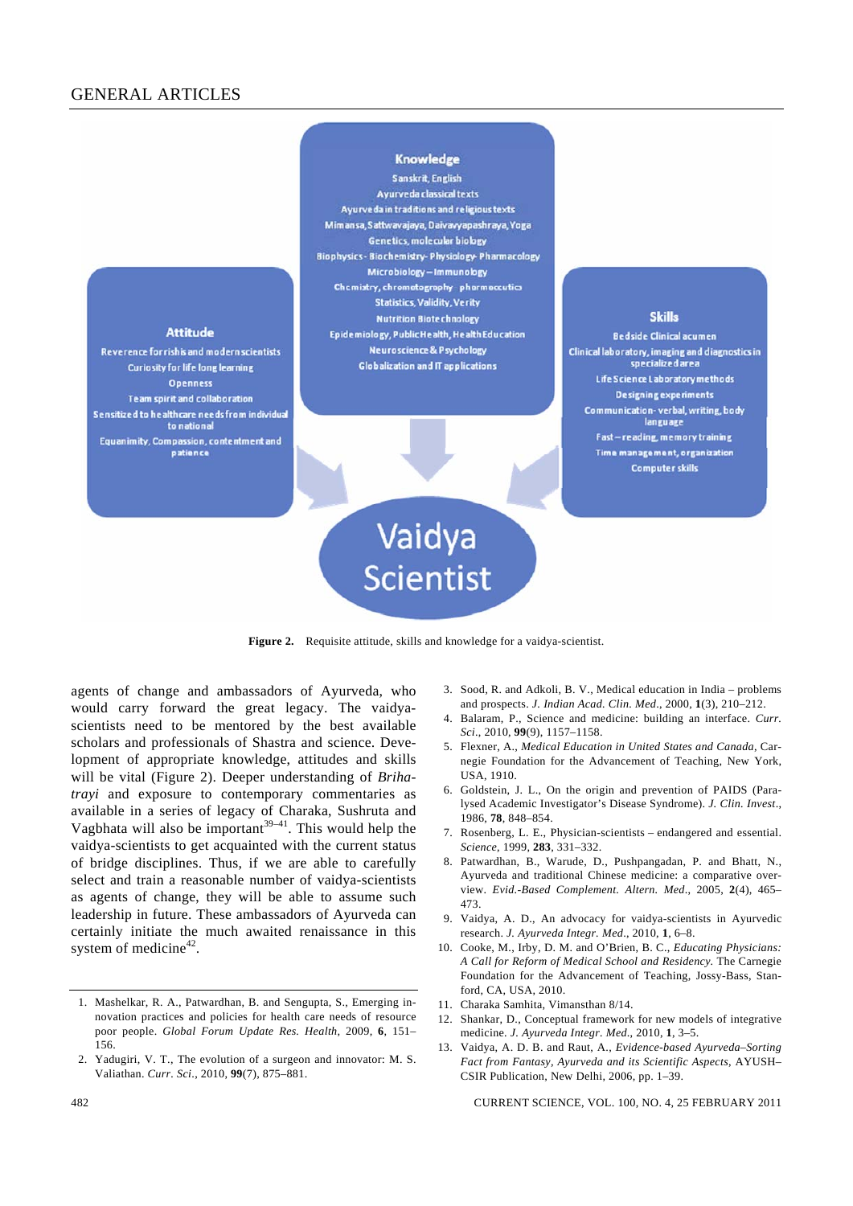**Figure 2.** Requisite attitude, skills and knowledge for a vaidya-scientist.

agents of change and ambassadors of Ayurveda, who would carry forward the great legacy. The vaidya-scientists need to be mentored by the best available scholars and professionals of Shastra and science. Development of appropriate knowledge, attitudes and skills will be vital (Figure 2). Deeper understanding of *Brihatrayi* and exposure to contemporary commentaries as available in a series of legacy of Charaka, Sushruta and Vagbhata will also be important[39–41]. This would help the vaidya-scientists to get acquainted with the current status of bridge disciplines. Thus, if we are able to carefully select and train a reasonable number of vaidya-scientists as agents of change, they will be able to assume such leadership in future. These ambassadors of Ayurveda can certainly initiate the much awaited renaissance in this system of medicine[42].

1. Mashelkar, R. A., Patwardhan, B. and Sengupta, S., Emerging innovation practices and policies for health care needs of resource poor people. *Global Forum Update Res. Health*, 2009, **6**, 151–156.
2. Yadugiri, V. T., The evolution of a surgeon and innovator: M. S. Valiathan. *Curr. Sci.*, 2010, **99**(7), 875–881.
3. Sood, R. and Adkoli, B. V., Medical education in India – problems and prospects. *J. Indian Acad. Clin. Med.*, 2000, **1**(3), 210–212.
4. Balaram, P., Science and medicine: building an interface. *Curr. Sci.*, 2010, **99**(9), 1157–1158.
5. Flexner, A., *Medical Education in United States and Canada*, Carnegie Foundation for the Advancement of Teaching, New York, USA, 1910.
6. Goldstein, J. L., On the origin and prevention of PAIDS (Paralysed Academic Investigator's Disease Syndrome). *J. Clin. Invest.*, 1986, **78**, 848–854.
7. Rosenberg, L. E., Physician-scientists – endangered and essential. *Science*, 1999, **283**, 331–332.
8. Patwardhan, B., Warude, D., Pushpangadan, P. and Bhatt, N., Ayurveda and traditional Chinese medicine: a comparative overview. *Evid.-Based Complement. Altern. Med.*, 2005, **2**(4), 465–473.
9. Vaidya, A. D., An advocacy for vaidya-scientists in Ayurvedic research. *J. Ayurveda Integr. Med.*, 2010, **1**, 6–8.
10. Cooke, M., Irby, D. M. and O'Brien, B. C., *Educating Physicians: A Call for Reform of Medical School and Residency.* The Carnegie Foundation for the Advancement of Teaching, Jossy-Bass, Stanford, CA, USA, 2010.
11. Charaka Samhita, Vimansthan 8/14.
12. Shankar, D., Conceptual framework for new models of integrative medicine. *J. Ayurveda Integr. Med.*, 2010, **1**, 3–5.
13. Vaidya, A. D. B. and Raut, A., *Evidence-based Ayurveda–Sorting Fact from Fantasy, Ayurveda and its Scientific Aspects*, AYUSH–CSIR Publication, New Delhi, 2006, pp. 1–39.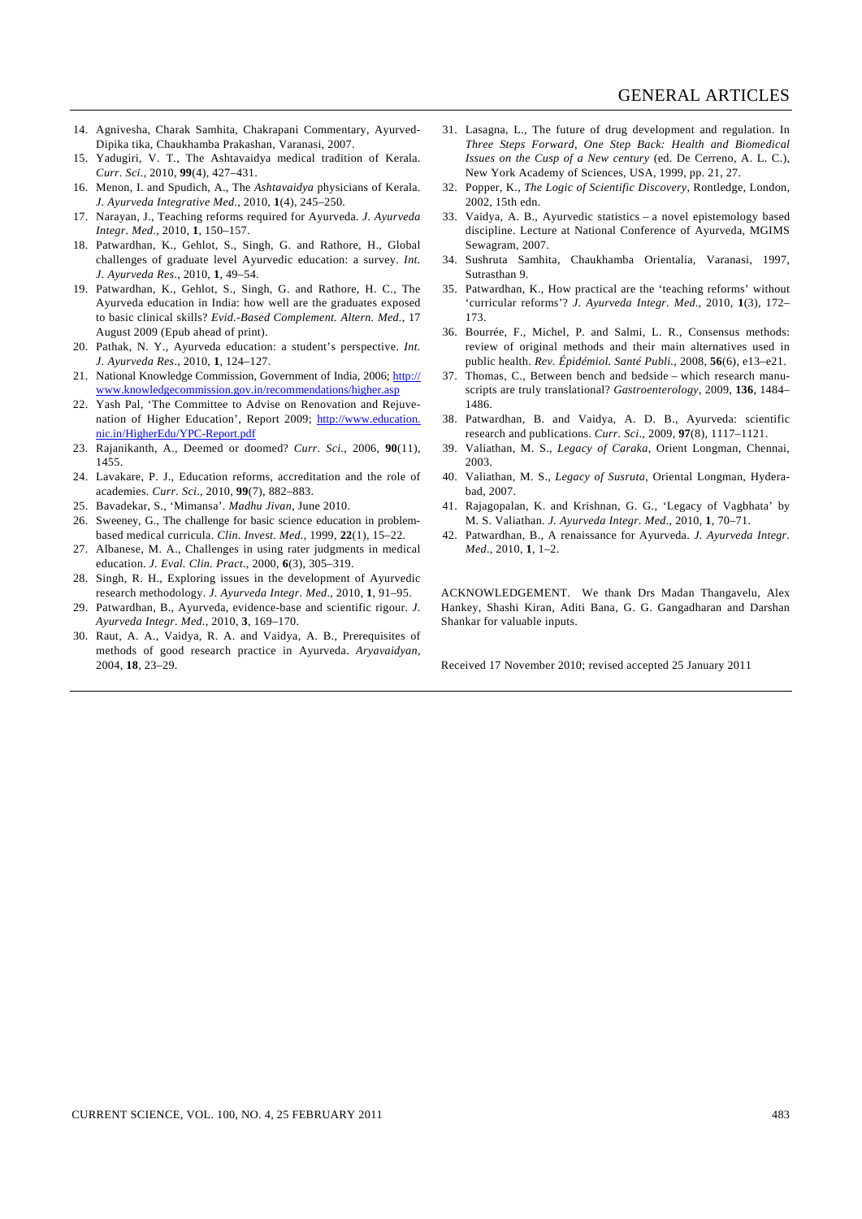14. Agnivesha, Charak Samhita, Chakrapani Commentary, Ayurved-Dipika tika, Chaukhamba Prakashan, Varanasi, 2007.
15. Yadugiri, V. T., The Ashtavaidya medical tradition of Kerala. *Curr. Sci.*, 2010, **99**(4), 427–431.
16. Menon, I. and Spudich, A., The *Ashtavaidya* physicians of Kerala. *J. Ayurveda Integrative Med.*, 2010, **1**(4), 245–250.
17. Narayan, J., Teaching reforms required for Ayurveda. *J. Ayurveda Integr. Med.*, 2010, **1**, 150–157.
18. Patwardhan, K., Gehlot, S., Singh, G. and Rathore, H., Global challenges of graduate level Ayurvedic education: a survey. *Int. J. Ayurveda Res.*, 2010, **1**, 49–54.
19. Patwardhan, K., Gehlot, S., Singh, G. and Rathore, H. C., The Ayurveda education in India: how well are the graduates exposed to basic clinical skills? *Evid.-Based Complement. Altern. Med.*, 17 August 2009 (Epub ahead of print).
20. Pathak, N. Y., Ayurveda education: a student's perspective. *Int. J. Ayurveda Res.*, 2010, **1**, 124–127.
21. National Knowledge Commission, Government of India, 2006; http://www.knowledgecommission.gov.in/recommendations/higher.asp
22. Yash Pal, 'The Committee to Advise on Renovation and Rejuvenation of Higher Education', Report 2009; http://www.education.nic.in/HigherEdu/YPC-Report.pdf
23. Rajanikanth, A., Deemed or doomed? *Curr. Sci.*, 2006, **90**(11), 1455.
24. Lavakare, P. J., Education reforms, accreditation and the role of academies. *Curr. Sci.*, 2010, **99**(7), 882–883.
25. Bavadekar, S., 'Mimansa'. *Madhu Jivan*, June 2010.
26. Sweeney, G., The challenge for basic science education in problem-based medical curricula. *Clin. Invest. Med.*, 1999, **22**(1), 15–22.
27. Albanese, M. A., Challenges in using rater judgments in medical education. *J. Eval. Clin. Pract.*, 2000, **6**(3), 305–319.
28. Singh, R. H., Exploring issues in the development of Ayurvedic research methodology. *J. Ayurveda Integr. Med.*, 2010, **1**, 91–95.
29. Patwardhan, B., Ayurveda, evidence-base and scientific rigour. *J. Ayurveda Integr. Med.*, 2010, **3**, 169–170.
30. Raut, A. A., Vaidya, R. A. and Vaidya, A. B., Prerequisites of methods of good research practice in Ayurveda. *Aryavaidyan*, 2004, **18**, 23–29.
31. Lasagna, L., The future of drug development and regulation. In *Three Steps Forward, One Step Back: Health and Biomedical Issues on the Cusp of a New century* (ed. De Cerreno, A. L. C.), New York Academy of Sciences, USA, 1999, pp. 21, 27.
32. Popper, K., *The Logic of Scientific Discovery*, Rontledge, London, 2002, 15th edn.
33. Vaidya, A. B., Ayurvedic statistics – a novel epistemology based discipline. Lecture at National Conference of Ayurveda, MGIMS Sewagram, 2007.
34. Sushruta Samhita, Chaukhamba Orientalia, Varanasi, 1997, Sutrasthan 9.
35. Patwardhan, K., How practical are the 'teaching reforms' without 'curricular reforms'? *J. Ayurveda Integr. Med.*, 2010, **1**(3), 172–173.
36. Bourrée, F., Michel, P. and Salmi, L. R., Consensus methods: review of original methods and their main alternatives used in public health. *Rev. Épidémiol. Santé Publi.*, 2008, **56**(6), e13–e21.
37. Thomas, C., Between bench and bedside – which research manuscripts are truly translational? *Gastroenterology*, 2009, **136**, 1484–1486.
38. Patwardhan, B. and Vaidya, A. D. B., Ayurveda: scientific research and publications. *Curr. Sci.*, 2009, **97**(8), 1117–1121.
39. Valiathan, M. S., *Legacy of Caraka*, Orient Longman, Chennai, 2003.
40. Valiathan, M. S., *Legacy of Susruta*, Oriental Longman, Hyderabad, 2007.
41. Rajagopalan, K. and Krishnan, G. G., 'Legacy of Vagbhata' by M. S. Valiathan. *J. Ayurveda Integr. Med.*, 2010, **1**, 70–71.
42. Patwardhan, B., A renaissance for Ayurveda. *J. Ayurveda Integr. Med.*, 2010, **1**, 1–2.

ACKNOWLEDGEMENT. We thank Drs Madan Thangavelu, Alex Hankey, Shashi Kiran, Aditi Bana, G. G. Gangadharan and Darshan Shankar for valuable inputs.

Received 17 November 2010; revised accepted 25 January 2011